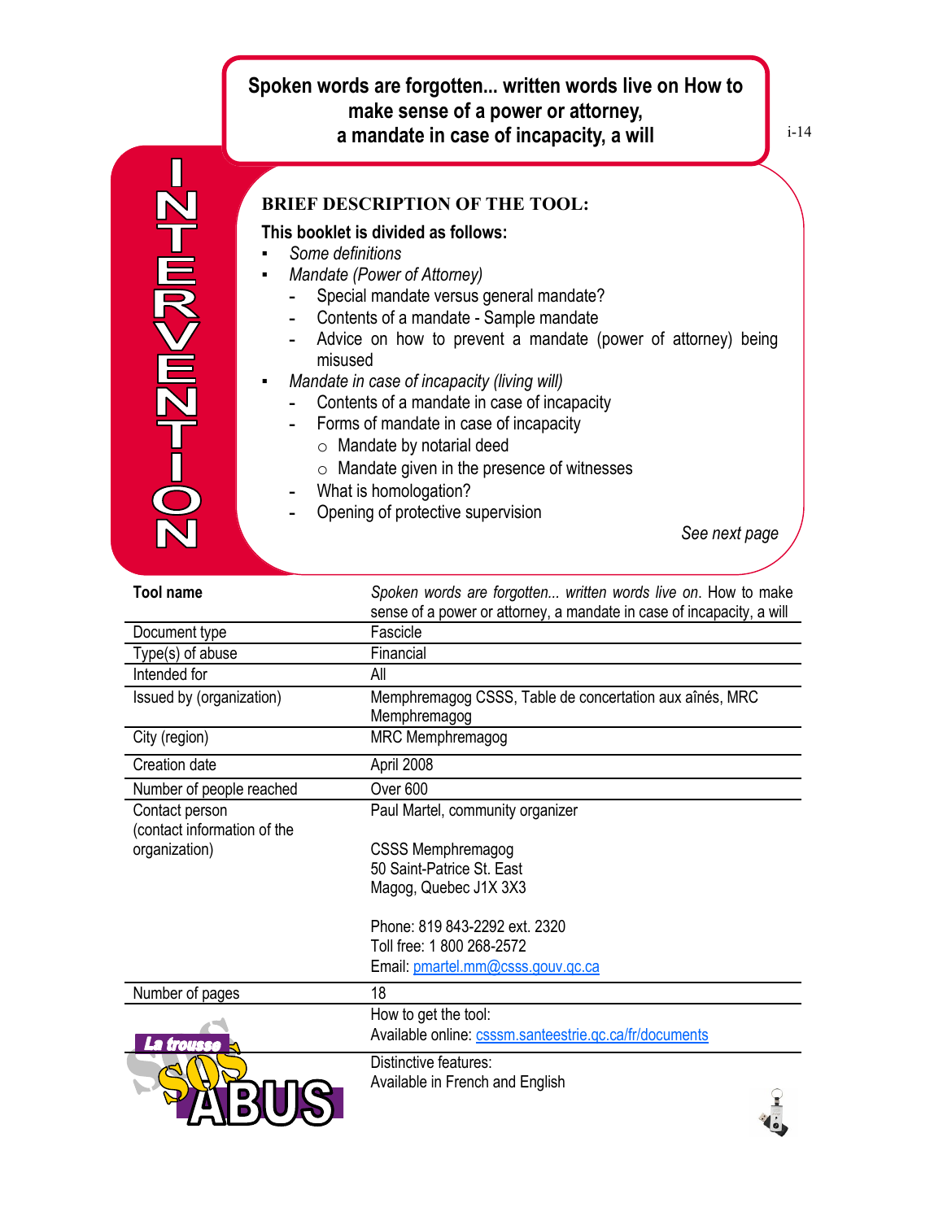# Spoken words are forgotten... written words live on How to make sense of a power or attorney, a mandate in case of incapacity, a will

INTERVENTION

**BRIEF DESCRIPTION OF THE TOOL:**

**This booklet is divided as follows:**

- *Some definitions*
- *Mandate (Power of Attorney)*
  - Special mandate versus general mandate?
  - Contents of a mandate - Sample mandate
  - Advice on how to prevent a mandate (power of attorney) being misused
- *Mandate in case of incapacity (living will)*
  - Contents of a mandate in case of incapacity
  - Forms of mandate in case of incapacity
    - Mandate by notarial deed
    - Mandate given in the presence of witnesses
  - What is homologation?
  - Opening of protective supervision

*See next page*

| **Tool name** | *Spoken words are forgotten... written words live on*. How to make sense of a power or attorney, a mandate in case of incapacity, a will |
|---|---|
| Document type | Fascicle |
| Type(s) of abuse | Financial |
| Intended for | All |
| Issued by (organization) | Memphremagog CSSS, Table de concertation aux aînés, MRC Memphremagog |
| City (region) | MRC Memphremagog |
| Creation date | April 2008 |
| Number of people reached | Over 600 |
| Contact person (contact information of the organization) | Paul Martel, community organizer<br><br>CSSS Memphremagog<br>50 Saint-Patrice St. East<br>Magog, Quebec J1X 3X3<br><br>Phone: 819 843-2292 ext. 2320<br>Toll free: 1 800 268-2572<br>Email: pmartel.mm@csss.gouv.qc.ca |
| Number of pages | 18 |
| | How to get the tool:<br>Available online: csssm.santeestrie.qc.ca/fr/documents |
| | Distinctive features:<br>Available in French and English |

La trousse SOS ABUS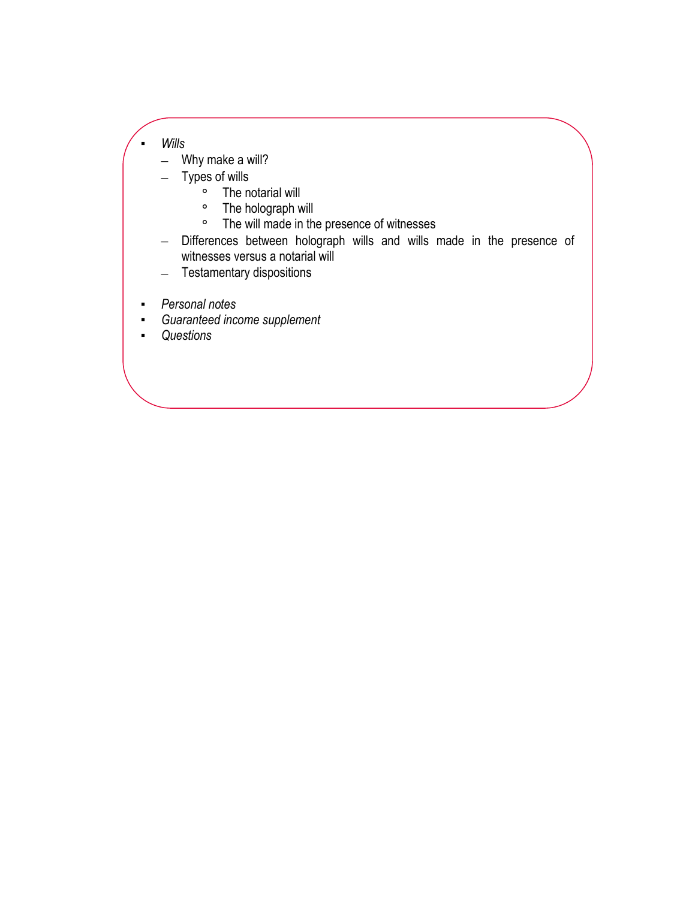- *Wills*
  - Why make a will?
  - Types of wills
    - The notarial will
    - The holograph will
    - The will made in the presence of witnesses
  - Differences between holograph wills and wills made in the presence of witnesses versus a notarial will
  - Testamentary dispositions

- *Personal notes*
- *Guaranteed income supplement*
- *Questions*